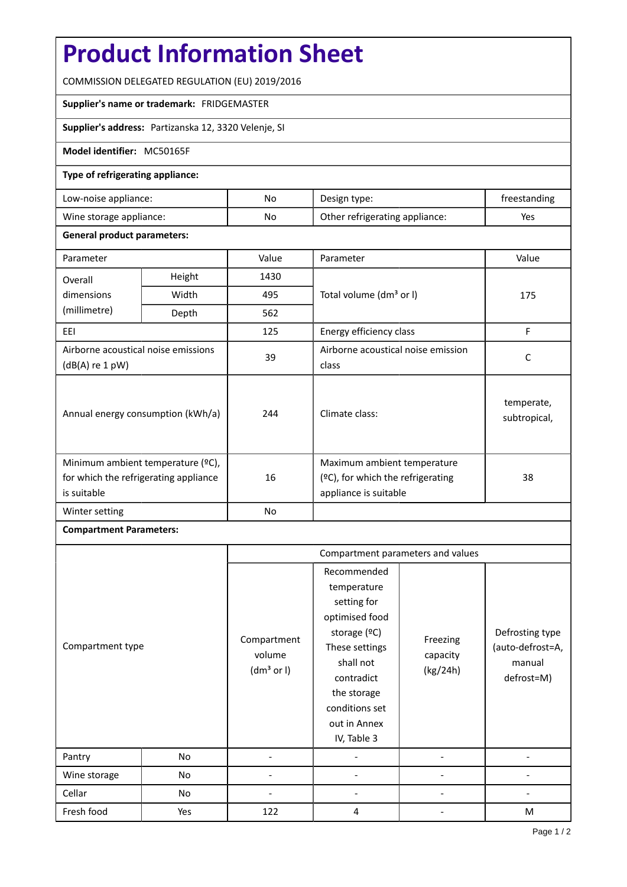# Product Information Sheet

COMMISSION DELEGATED REGULATION (EU) 2019/2016

**Supplier's name or trademark:** FRIDGEMASTER

**Supplier's address:** Partizanska 12, 3320 Velenje, SI

**Model identifier:** MC50165F

**Type of refrigerating appliance:**

| | | | |
|---|---|---|---|
| Low-noise appliance: | No | Design type: | freestanding |
| Wine storage appliance: | No | Other refrigerating appliance: | Yes |

**General product parameters:**

| Parameter | | Value | Parameter | Value |
|---|---|---|---|---|
| Overall dimensions (millimetre) | Height | 1430 | Total volume (dm³ or l) | 175 |
| | Width | 495 | | |
| | Depth | 562 | | |
| EEI | | 125 | Energy efficiency class | F |
| Airborne acoustical noise emissions (dB(A) re 1 pW) | | 39 | Airborne acoustical noise emission class | C |
| Annual energy consumption (kWh/a) | | 244 | Climate class: | temperate, subtropical, |
| Minimum ambient temperature (ºC), for which the refrigerating appliance is suitable | | 16 | Maximum ambient temperature (ºC), for which the refrigerating appliance is suitable | 38 |
| Winter setting | | No | | |

**Compartment Parameters:**

| Compartment type | | Compartment parameters and values | | | |
|---|---|---|---|---|---|
| | | Compartment volume (dm³ or l) | Recommended temperature setting for optimised food storage (ºC) These settings shall not contradict the storage conditions set out in Annex IV, Table 3 | Freezing capacity (kg/24h) | Defrosting type (auto-defrost=A, manual defrost=M) |
| Pantry | No | - | - | - | - |
| Wine storage | No | - | - | - | - |
| Cellar | No | - | - | - | - |
| Fresh food | Yes | 122 | 4 | - | M |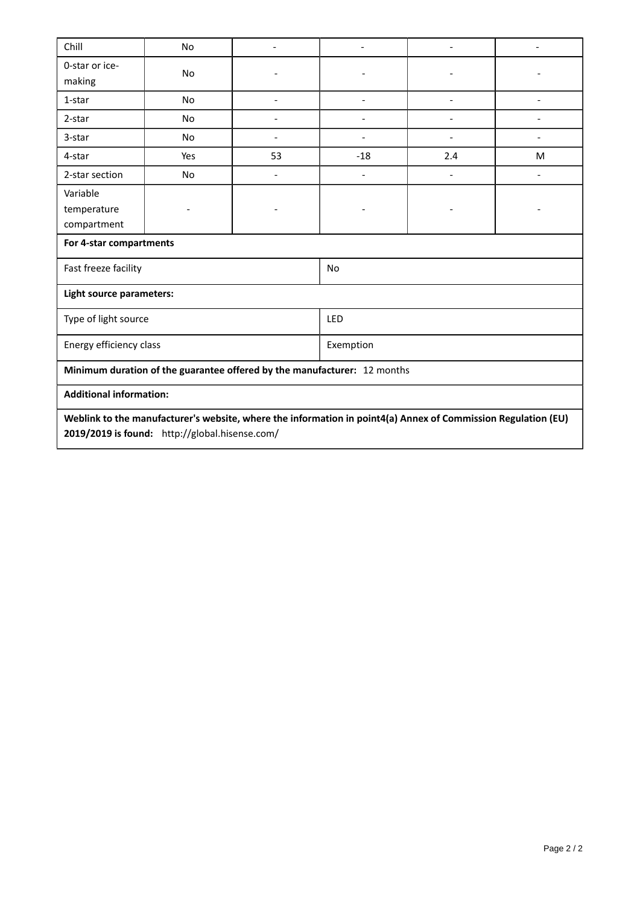| | | | | | |
|---|---|---|---|---|---|
| Chill | No | - | - | - | - |
| 0-star or ice-making | No | - | - | - | - |
| 1-star | No | - | - | - | - |
| 2-star | No | - | - | - | - |
| 3-star | No | - | - | - | - |
| 4-star | Yes | 53 | -18 | 2.4 | M |
| 2-star section | No | - | - | - | - |
| Variable temperature compartment | - | - | - | - | - |

**For 4-star compartments**

| | |
|---|---|
| Fast freeze facility | No |

**Light source parameters:**

| | |
|---|---|
| Type of light source | LED |
| Energy efficiency class | Exemption |

**Minimum duration of the guarantee offered by the manufacturer:** 12 months

**Additional information:**

**Weblink to the manufacturer's website, where the information in point4(a) Annex of Commission Regulation (EU) 2019/2019 is found:** http://global.hisense.com/